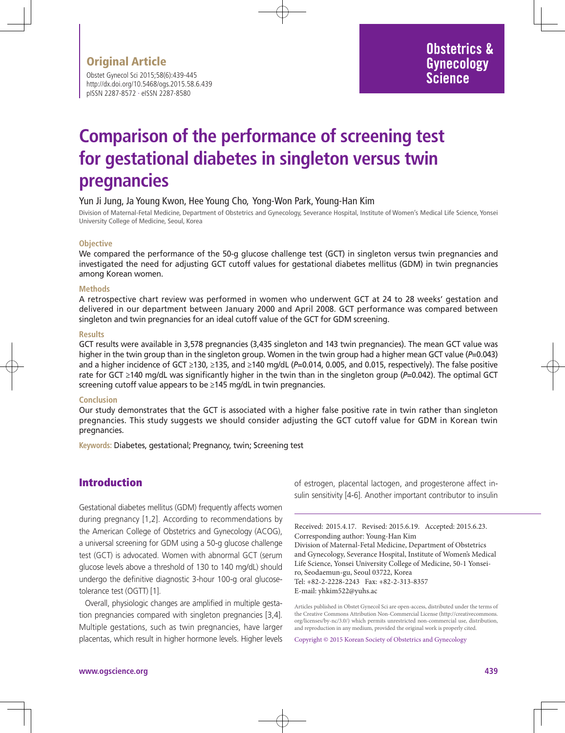## Original Article

# Comparison of the performance of screening test for gestational diabetes in singleton versus twin pregnancies

Yun Ji Jung, Ja Young Kwon, Hee Young Cho, Yong-Won Park, Young-Han Kim

Division of Maternal-Fetal Medicine, Department of Obstetrics and Gynecology, Severance Hospital, Institute of Women's Medical Life Science, Yonsei University College of Medicine, Seoul, Korea

### Objective

We compared the performance of the 50-g glucose challenge test (GCT) in singleton versus twin pregnancies and investigated the need for adjusting GCT cutoff values for gestational diabetes mellitus (GDM) in twin pregnancies among Korean women.

### Methods

A retrospective chart review was performed in women who underwent GCT at 24 to 28 weeks' gestation and delivered in our department between January 2000 and April 2008. GCT performance was compared between singleton and twin pregnancies for an ideal cutoff value of the GCT for GDM screening.

### Results

GCT results were available in 3,578 pregnancies (3,435 singleton and 143 twin pregnancies). The mean GCT value was higher in the twin group than in the singleton group. Women in the twin group had a higher mean GCT value ($P$=0.043) and a higher incidence of GCT ≥130, ≥135, and ≥140 mg/dL ($P$=0.014, 0.005, and 0.015, respectively). The false positive rate for GCT ≥140 mg/dL was significantly higher in the twin than in the singleton group ($P$=0.042). The optimal GCT screening cutoff value appears to be ≥145 mg/dL in twin pregnancies.

### Conclusion

Our study demonstrates that the GCT is associated with a higher false positive rate in twin rather than singleton pregnancies. This study suggests we should consider adjusting the GCT cutoff value for GDM in Korean twin pregnancies.

**Keywords:** Diabetes, gestational; Pregnancy, twin; Screening test

## Introduction

Gestational diabetes mellitus (GDM) frequently affects women during pregnancy [1,2]. According to recommendations by the American College of Obstetrics and Gynecology (ACOG), a universal screening for GDM using a 50-g glucose challenge test (GCT) is advocated. Women with abnormal GCT (serum glucose levels above a threshold of 130 to 140 mg/dL) should undergo the definitive diagnostic 3-hour 100-g oral glucose-tolerance test (OGTT) [1].

Overall, physiologic changes are amplified in multiple gestation pregnancies compared with singleton pregnancies [3,4]. Multiple gestations, such as twin pregnancies, have larger placentas, which result in higher hormone levels. Higher levels of estrogen, placental lactogen, and progesterone affect insulin sensitivity [4-6]. Another important contributor to insulin

Received: 2015.4.17. Revised: 2015.6.19. Accepted: 2015.6.23.
Corresponding author: Young-Han Kim
Division of Maternal-Fetal Medicine, Department of Obstetrics and Gynecology, Severance Hospital, Institute of Women's Medical Life Science, Yonsei University College of Medicine, 50-1 Yonsei-ro, Seodaemun-gu, Seoul 03722, Korea
Tel: +82-2-2228-2243 Fax: +82-2-313-8357
E-mail: yhkim522@yuhs.ac

Articles published in Obstet Gynecol Sci are open-access, distributed under the terms of the Creative Commons Attribution Non-Commercial License (http://creativecommons.org/licenses/by-nc/3.0/) which permits unrestricted non-commercial use, distribution, and reproduction in any medium, provided the original work is properly cited.

Copyright © 2015 Korean Society of Obstetrics and Gynecology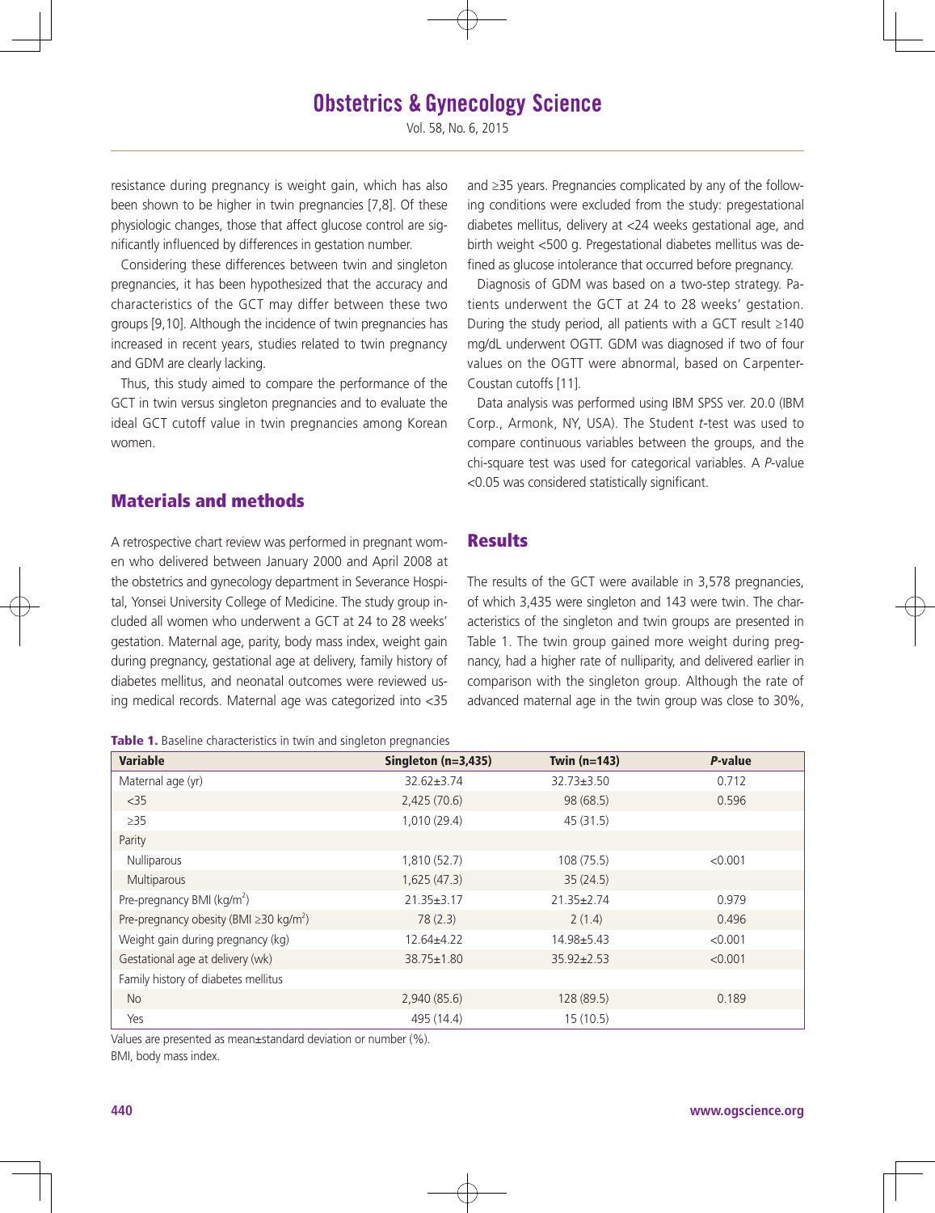resistance during pregnancy is weight gain, which has also been shown to be higher in twin pregnancies [7,8]. Of these physiologic changes, those that affect glucose control are significantly influenced by differences in gestation number.

Considering these differences between twin and singleton pregnancies, it has been hypothesized that the accuracy and characteristics of the GCT may differ between these two groups [9,10]. Although the incidence of twin pregnancies has increased in recent years, studies related to twin pregnancy and GDM are clearly lacking.

Thus, this study aimed to compare the performance of the GCT in twin versus singleton pregnancies and to evaluate the ideal GCT cutoff value in twin pregnancies among Korean women.

## Materials and methods

A retrospective chart review was performed in pregnant women who delivered between January 2000 and April 2008 at the obstetrics and gynecology department in Severance Hospital, Yonsei University College of Medicine. The study group included all women who underwent a GCT at 24 to 28 weeks' gestation. Maternal age, parity, body mass index, weight gain during pregnancy, gestational age at delivery, family history of diabetes mellitus, and neonatal outcomes were reviewed using medical records. Maternal age was categorized into <35 and ≥35 years. Pregnancies complicated by any of the following conditions were excluded from the study: pregestational diabetes mellitus, delivery at <24 weeks gestational age, and birth weight <500 g. Pregestational diabetes mellitus was defined as glucose intolerance that occurred before pregnancy.

Diagnosis of GDM was based on a two-step strategy. Patients underwent the GCT at 24 to 28 weeks' gestation. During the study period, all patients with a GCT result ≥140 mg/dL underwent OGTT. GDM was diagnosed if two of four values on the OGTT were abnormal, based on Carpenter-Coustan cutoffs [11].

Data analysis was performed using IBM SPSS ver. 20.0 (IBM Corp., Armonk, NY, USA). The Student *t*-test was used to compare continuous variables between the groups, and the chi-square test was used for categorical variables. A *P*-value <0.05 was considered statistically significant.

## Results

The results of the GCT were available in 3,578 pregnancies, of which 3,435 were singleton and 143 were twin. The characteristics of the singleton and twin groups are presented in Table 1. The twin group gained more weight during pregnancy, had a higher rate of nulliparity, and delivered earlier in comparison with the singleton group. Although the rate of advanced maternal age in the twin group was close to 30%,

**Table 1.** Baseline characteristics in twin and singleton pregnancies

| Variable | Singleton (n=3,435) | Twin (n=143) | *P*-value |
|---|---|---|---|
| Maternal age (yr) | 32.62±3.74 | 32.73±3.50 | 0.712 |
| <35 | 2,425 (70.6) | 98 (68.5) | 0.596 |
| ≥35 | 1,010 (29.4) | 45 (31.5) | |
| Parity | | | |
| Nulliparous | 1,810 (52.7) | 108 (75.5) | <0.001 |
| Multiparous | 1,625 (47.3) | 35 (24.5) | |
| Pre-pregnancy BMI (kg/m$^2$) | 21.35±3.17 | 21.35±2.74 | 0.979 |
| Pre-pregnancy obesity (BMI ≥30 kg/m$^2$) | 78 (2.3) | 2 (1.4) | 0.496 |
| Weight gain during pregnancy (kg) | 12.64±4.22 | 14.98±5.43 | <0.001 |
| Gestational age at delivery (wk) | 38.75±1.80 | 35.92±2.53 | <0.001 |
| Family history of diabetes mellitus | | | |
| No | 2,940 (85.6) | 128 (89.5) | 0.189 |
| Yes | 495 (14.4) | 15 (10.5) | |

Values are presented as mean±standard deviation or number (%).
BMI, body mass index.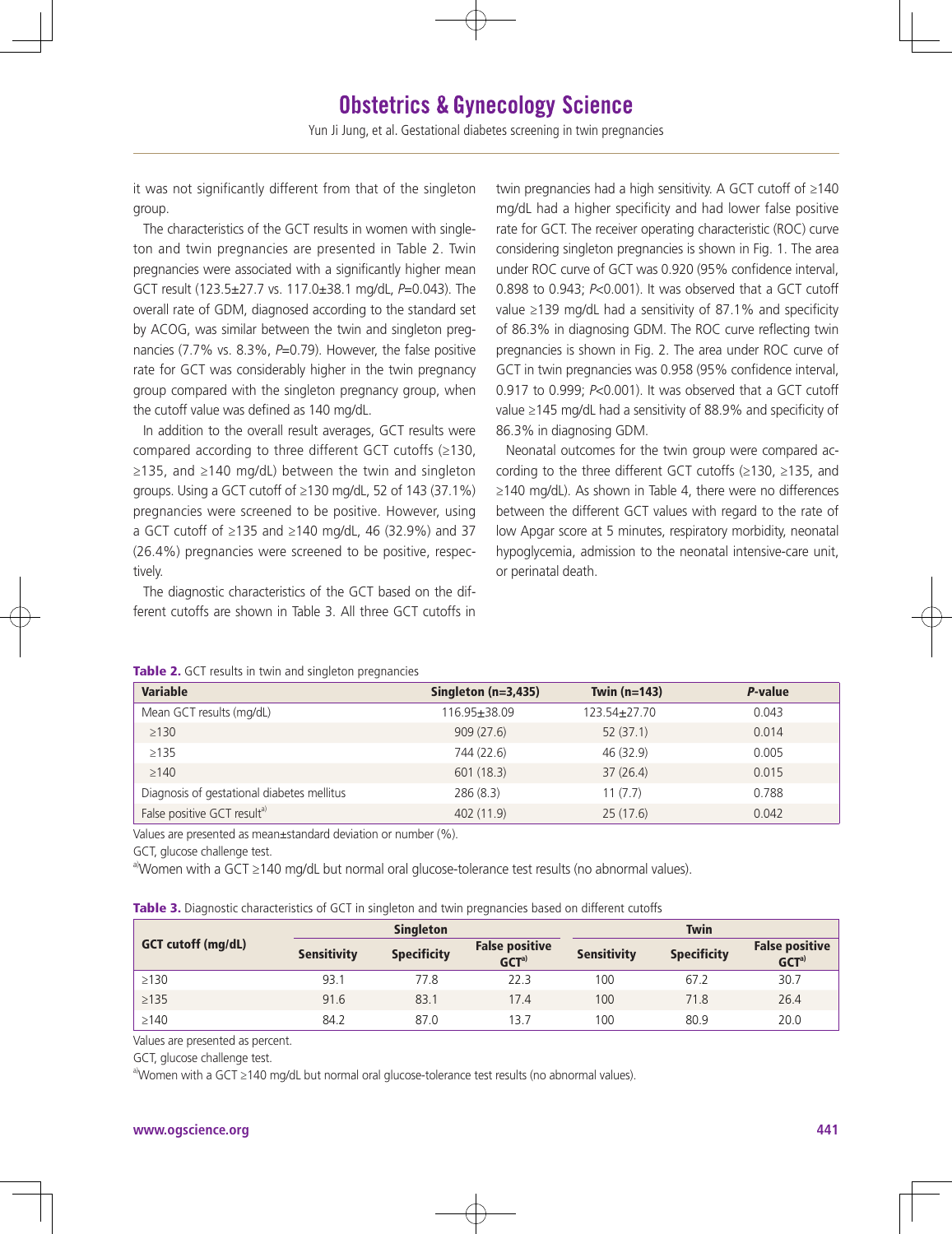it was not significantly different from that of the singleton group.

The characteristics of the GCT results in women with singleton and twin pregnancies are presented in Table 2. Twin pregnancies were associated with a significantly higher mean GCT result (123.5±27.7 vs. 117.0±38.1 mg/dL, *P*=0.043). The overall rate of GDM, diagnosed according to the standard set by ACOG, was similar between the twin and singleton pregnancies (7.7% vs. 8.3%, *P*=0.79). However, the false positive rate for GCT was considerably higher in the twin pregnancy group compared with the singleton pregnancy group, when the cutoff value was defined as 140 mg/dL.

In addition to the overall result averages, GCT results were compared according to three different GCT cutoffs (≥130, ≥135, and ≥140 mg/dL) between the twin and singleton groups. Using a GCT cutoff of ≥130 mg/dL, 52 of 143 (37.1%) pregnancies were screened to be positive. However, using a GCT cutoff of ≥135 and ≥140 mg/dL, 46 (32.9%) and 37 (26.4%) pregnancies were screened to be positive, respectively.

The diagnostic characteristics of the GCT based on the different cutoffs are shown in Table 3. All three GCT cutoffs in twin pregnancies had a high sensitivity. A GCT cutoff of ≥140 mg/dL had a higher specificity and had lower false positive rate for GCT. The receiver operating characteristic (ROC) curve considering singleton pregnancies is shown in Fig. 1. The area under ROC curve of GCT was 0.920 (95% confidence interval, 0.898 to 0.943; *P*<0.001). It was observed that a GCT cutoff value ≥139 mg/dL had a sensitivity of 87.1% and specificity of 86.3% in diagnosing GDM. The ROC curve reflecting twin pregnancies is shown in Fig. 2. The area under ROC curve of GCT in twin pregnancies was 0.958 (95% confidence interval, 0.917 to 0.999; *P*<0.001). It was observed that a GCT cutoff value ≥145 mg/dL had a sensitivity of 88.9% and specificity of 86.3% in diagnosing GDM.

Neonatal outcomes for the twin group were compared according to the three different GCT cutoffs (≥130, ≥135, and ≥140 mg/dL). As shown in Table 4, there were no differences between the different GCT values with regard to the rate of low Apgar score at 5 minutes, respiratory morbidity, neonatal hypoglycemia, admission to the neonatal intensive-care unit, or perinatal death.

**Table 2.** GCT results in twin and singleton pregnancies

| Variable | Singleton (n=3,435) | Twin (n=143) | *P*-value |
|---|---|---|---|
| Mean GCT results (mg/dL) | 116.95±38.09 | 123.54±27.70 | 0.043 |
| ≥130 | 909 (27.6) | 52 (37.1) | 0.014 |
| ≥135 | 744 (22.6) | 46 (32.9) | 0.005 |
| ≥140 | 601 (18.3) | 37 (26.4) | 0.015 |
| Diagnosis of gestational diabetes mellitus | 286 (8.3) | 11 (7.7) | 0.788 |
| False positive GCT result[a] | 402 (11.9) | 25 (17.6) | 0.042 |

Values are presented as mean±standard deviation or number (%).

GCT, glucose challenge test.

[a]Women with a GCT ≥140 mg/dL but normal oral glucose-tolerance test results (no abnormal values).

**Table 3.** Diagnostic characteristics of GCT in singleton and twin pregnancies based on different cutoffs

| GCT cutoff (mg/dL) | Singleton | | | Twin | | |
|---|---|---|---|---|---|---|
| | Sensitivity | Specificity | False positive GCT[a] | Sensitivity | Specificity | False positive GCT[a] |
| ≥130 | 93.1 | 77.8 | 22.3 | 100 | 67.2 | 30.7 |
| ≥135 | 91.6 | 83.1 | 17.4 | 100 | 71.8 | 26.4 |
| ≥140 | 84.2 | 87.0 | 13.7 | 100 | 80.9 | 20.0 |

Values are presented as percent.

GCT, glucose challenge test.

[a]Women with a GCT ≥140 mg/dL but normal oral glucose-tolerance test results (no abnormal values).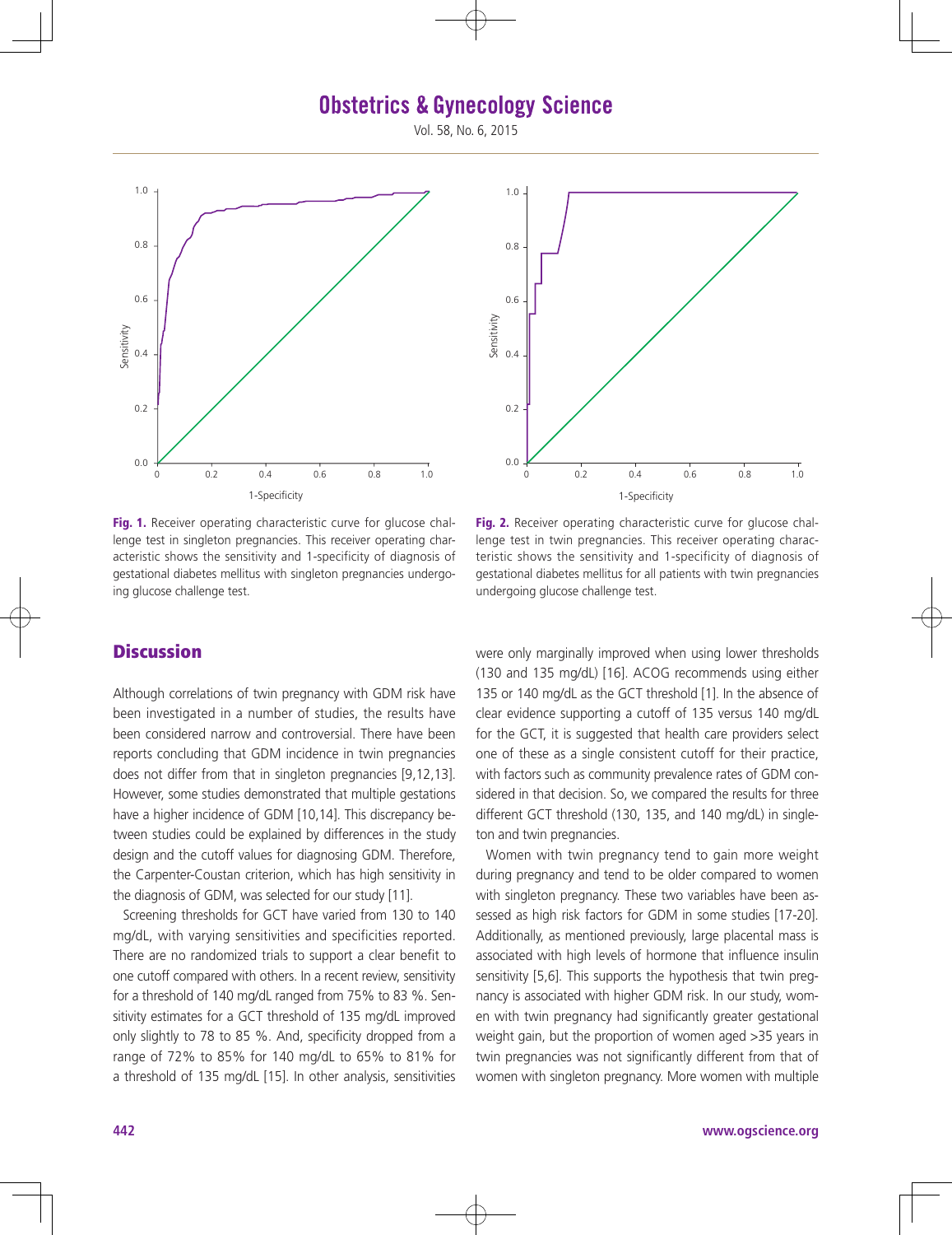Fig. 1. Receiver operating characteristic curve for glucose challenge test in singleton pregnancies. This receiver operating characteristic shows the sensitivity and 1-specificity of diagnosis of gestational diabetes mellitus with singleton pregnancies undergoing glucose challenge test.

Fig. 2. Receiver operating characteristic curve for glucose challenge test in twin pregnancies. This receiver operating characteristic shows the sensitivity and 1-specificity of diagnosis of gestational diabetes mellitus for all patients with twin pregnancies undergoing glucose challenge test.

## Discussion

Although correlations of twin pregnancy with GDM risk have been investigated in a number of studies, the results have been considered narrow and controversial. There have been reports concluding that GDM incidence in twin pregnancies does not differ from that in singleton pregnancies [9,12,13]. However, some studies demonstrated that multiple gestations have a higher incidence of GDM [10,14]. This discrepancy between studies could be explained by differences in the study design and the cutoff values for diagnosing GDM. Therefore, the Carpenter-Coustan criterion, which has high sensitivity in the diagnosis of GDM, was selected for our study [11].

Screening thresholds for GCT have varied from 130 to 140 mg/dL, with varying sensitivities and specificities reported. There are no randomized trials to support a clear benefit to one cutoff compared with others. In a recent review, sensitivity for a threshold of 140 mg/dL ranged from 75% to 83 %. Sensitivity estimates for a GCT threshold of 135 mg/dL improved only slightly to 78 to 85 %. And, specificity dropped from a range of 72% to 85% for 140 mg/dL to 65% to 81% for a threshold of 135 mg/dL [15]. In other analysis, sensitivities were only marginally improved when using lower thresholds (130 and 135 mg/dL) [16]. ACOG recommends using either 135 or 140 mg/dL as the GCT threshold [1]. In the absence of clear evidence supporting a cutoff of 135 versus 140 mg/dL for the GCT, it is suggested that health care providers select one of these as a single consistent cutoff for their practice, with factors such as community prevalence rates of GDM considered in that decision. So, we compared the results for three different GCT threshold (130, 135, and 140 mg/dL) in singleton and twin pregnancies.

Women with twin pregnancy tend to gain more weight during pregnancy and tend to be older compared to women with singleton pregnancy. These two variables have been assessed as high risk factors for GDM in some studies [17-20]. Additionally, as mentioned previously, large placental mass is associated with high levels of hormone that influence insulin sensitivity [5,6]. This supports the hypothesis that twin pregnancy is associated with higher GDM risk. In our study, women with twin pregnancy had significantly greater gestational weight gain, but the proportion of women aged >35 years in twin pregnancies was not significantly different from that of women with singleton pregnancy. More women with multiple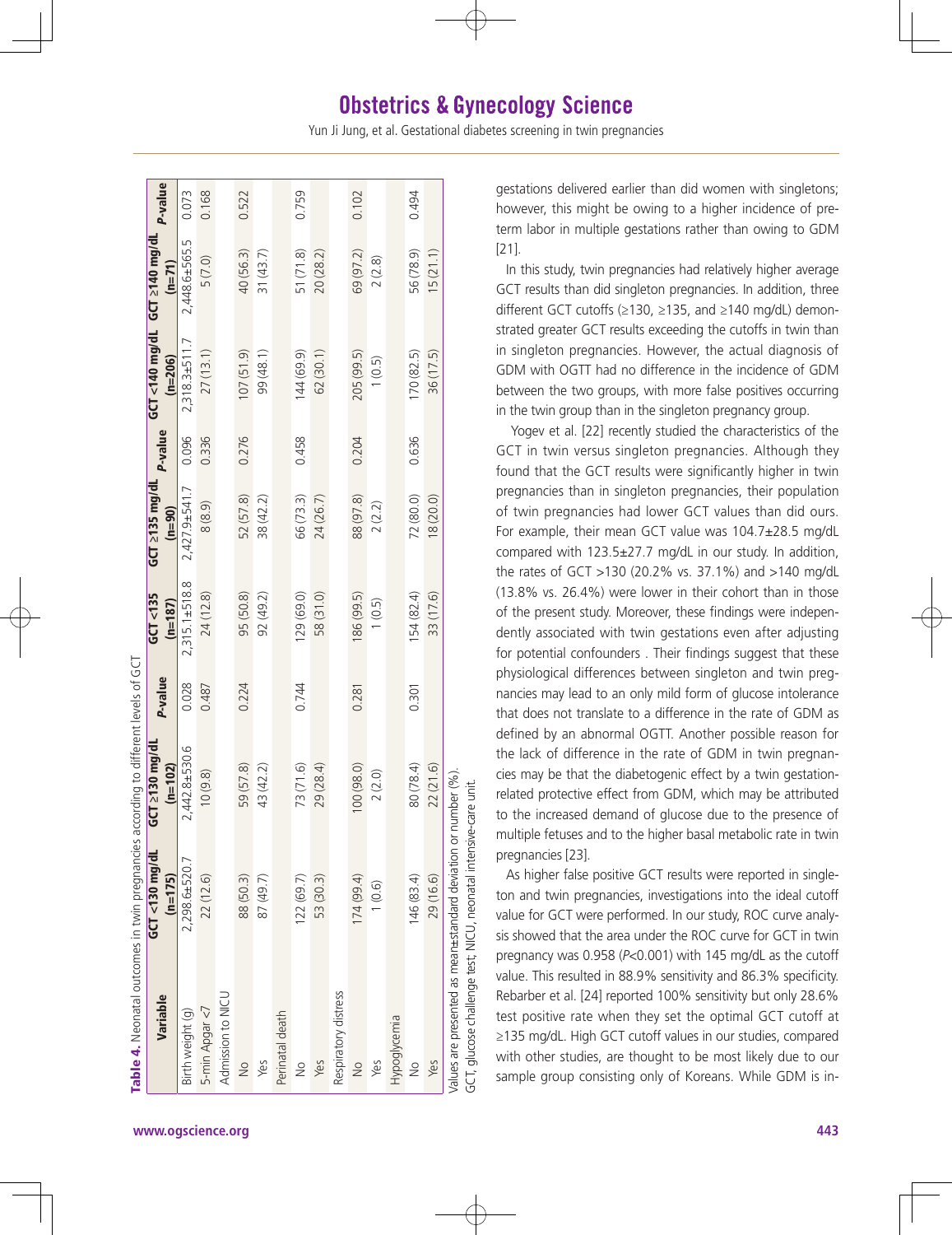**Table 4.** Neonatal outcomes in twin pregnancies according to different levels of GCT

| Variable | GCT <130 mg/dL (n=175) | GCT ≥130 mg/dL (n=102) | *P*-value | GCT <135 (n=187) | GCT ≥135 mg/dL (n=90) | *P*-value | GCT <140 mg/dL (n=206) | GCT ≥140 mg/dL (n=71) | *P*-value |
|---|---|---|---|---|---|---|---|---|---|
| Birth weight (g) | 2,298.6±520.7 | 2,442.8±530.6 | 0.028 | 2,315.1±518.8 | 2,427.9±541.7 | 0.096 | 2,318.3±511.7 | 2,448.6±565.5 | 0.073 |
| 5-min Apgar <7 | 22 (12.6) | 10 (9.8) | 0.487 | 24 (12.8) | 8 (8.9) | 0.336 | 27 (13.1) | 5 (7.0) | 0.168 |
| Admission to NICU | | | | | | | | | |
| No | 88 (50.3) | 59 (57.8) | 0.224 | 95 (50.8) | 52 (57.8) | 0.276 | 107 (51.9) | 40 (56.3) | 0.522 |
| Yes | 87 (49.7) | 43 (42.2) | | 92 (49.2) | 38 (42.2) | | 99 (48.1) | 31 (43.7) | |
| Perinatal death | | | | | | | | | |
| No | 122 (69.7) | 73 (71.6) | 0.744 | 129 (69.0) | 66 (73.3) | 0.458 | 144 (69.9) | 51 (71.8) | 0.759 |
| Yes | 53 (30.3) | 29 (28.4) | | 58 (31.0) | 24 (26.7) | | 62 (30.1) | 20 (28.2) | |
| Respiratory distress | | | | | | | | | |
| No | 174 (99.4) | 100 (98.0) | 0.281 | 186 (99.5) | 88 (97.8) | 0.204 | 205 (99.5) | 69 (97.2) | 0.102 |
| Yes | 1 (0.6) | 2 (2.0) | | 1 (0.5) | 2 (2.2) | | 1 (0.5) | 2 (2.8) | |
| Hypoglycemia | | | | | | | | | |
| No | 146 (83.4) | 80 (78.4) | 0.301 | 154 (82.4) | 72 (80.0) | 0.636 | 170 (82.5) | 56 (78.9) | 0.494 |
| Yes | 29 (16.6) | 22 (21.6) | | 33 (17.6) | 18 (20.0) | | 36 (17.5) | 15 (21.1) | |

Values are presented as mean±standard deviation or number (%).
GCT, glucose challenge test; NICU, neonatal intensive-care unit.

gestations delivered earlier than did women with singletons; however, this might be owing to a higher incidence of preterm labor in multiple gestations rather than owing to GDM [21].

In this study, twin pregnancies had relatively higher average GCT results than did singleton pregnancies. In addition, three different GCT cutoffs (≥130, ≥135, and ≥140 mg/dL) demonstrated greater GCT results exceeding the cutoffs in twin than in singleton pregnancies. However, the actual diagnosis of GDM with OGTT had no difference in the incidence of GDM between the two groups, with more false positives occurring in the twin group than in the singleton pregnancy group.

Yogev et al. [22] recently studied the characteristics of the GCT in twin versus singleton pregnancies. Although they found that the GCT results were significantly higher in twin pregnancies than in singleton pregnancies, their population of twin pregnancies had lower GCT values than did ours. For example, their mean GCT value was 104.7±28.5 mg/dL compared with 123.5±27.7 mg/dL in our study. In addition, the rates of GCT >130 (20.2% vs. 37.1%) and >140 mg/dL (13.8% vs. 26.4%) were lower in their cohort than in those of the present study. Moreover, these findings were independently associated with twin gestations even after adjusting for potential confounders . Their findings suggest that these physiological differences between singleton and twin pregnancies may lead to an only mild form of glucose intolerance that does not translate to a difference in the rate of GDM as defined by an abnormal OGTT. Another possible reason for the lack of difference in the rate of GDM in twin pregnancies may be that the diabetogenic effect by a twin gestation-related protective effect from GDM, which may be attributed to the increased demand of glucose due to the presence of multiple fetuses and to the higher basal metabolic rate in twin pregnancies [23].

As higher false positive GCT results were reported in singleton and twin pregnancies, investigations into the ideal cutoff value for GCT were performed. In our study, ROC curve analysis showed that the area under the ROC curve for GCT in twin pregnancy was 0.958 ($P$<0.001) with 145 mg/dL as the cutoff value. This resulted in 88.9% sensitivity and 86.3% specificity. Rebarber et al. [24] reported 100% sensitivity but only 28.6% test positive rate when they set the optimal GCT cutoff at ≥135 mg/dL. High GCT cutoff values in our studies, compared with other studies, are thought to be most likely due to our sample group consisting only of Koreans. While GDM is in-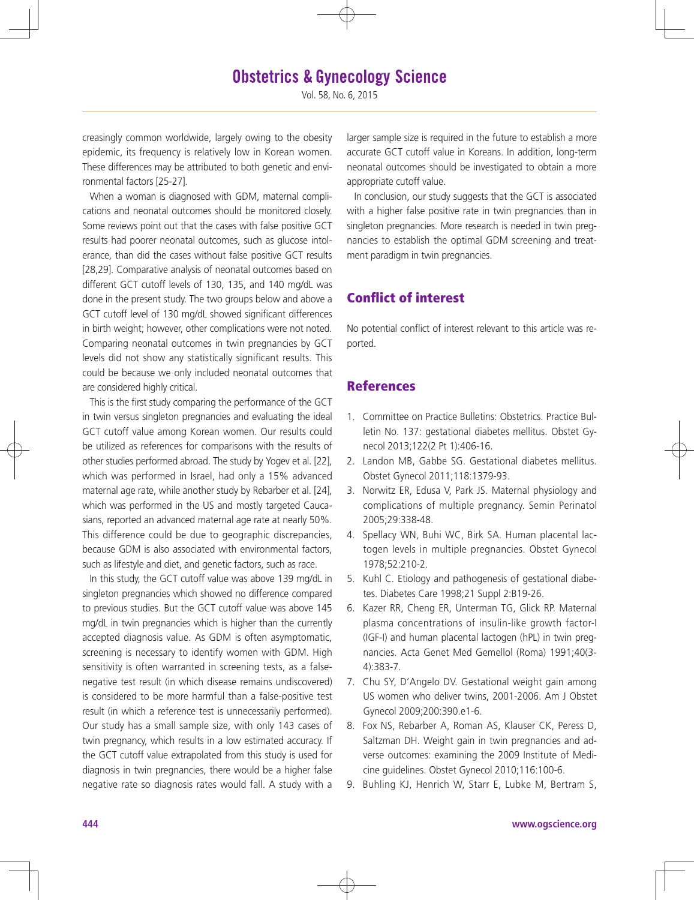creasingly common worldwide, largely owing to the obesity epidemic, its frequency is relatively low in Korean women. These differences may be attributed to both genetic and environmental factors [25-27].

When a woman is diagnosed with GDM, maternal complications and neonatal outcomes should be monitored closely. Some reviews point out that the cases with false positive GCT results had poorer neonatal outcomes, such as glucose intolerance, than did the cases without false positive GCT results [28,29]. Comparative analysis of neonatal outcomes based on different GCT cutoff levels of 130, 135, and 140 mg/dL was done in the present study. The two groups below and above a GCT cutoff level of 130 mg/dL showed significant differences in birth weight; however, other complications were not noted. Comparing neonatal outcomes in twin pregnancies by GCT levels did not show any statistically significant results. This could be because we only included neonatal outcomes that are considered highly critical.

This is the first study comparing the performance of the GCT in twin versus singleton pregnancies and evaluating the ideal GCT cutoff value among Korean women. Our results could be utilized as references for comparisons with the results of other studies performed abroad. The study by Yogev et al. [22], which was performed in Israel, had only a 15% advanced maternal age rate, while another study by Rebarber et al. [24], which was performed in the US and mostly targeted Caucasians, reported an advanced maternal age rate at nearly 50%. This difference could be due to geographic discrepancies, because GDM is also associated with environmental factors, such as lifestyle and diet, and genetic factors, such as race.

In this study, the GCT cutoff value was above 139 mg/dL in singleton pregnancies which showed no difference compared to previous studies. But the GCT cutoff value was above 145 mg/dL in twin pregnancies which is higher than the currently accepted diagnosis value. As GDM is often asymptomatic, screening is necessary to identify women with GDM. High sensitivity is often warranted in screening tests, as a false-negative test result (in which disease remains undiscovered) is considered to be more harmful than a false-positive test result (in which a reference test is unnecessarily performed). Our study has a small sample size, with only 143 cases of twin pregnancy, which results in a low estimated accuracy. If the GCT cutoff value extrapolated from this study is used for diagnosis in twin pregnancies, there would be a higher false negative rate so diagnosis rates would fall. A study with a larger sample size is required in the future to establish a more accurate GCT cutoff value in Koreans. In addition, long-term neonatal outcomes should be investigated to obtain a more appropriate cutoff value.

In conclusion, our study suggests that the GCT is associated with a higher false positive rate in twin pregnancies than in singleton pregnancies. More research is needed in twin pregnancies to establish the optimal GDM screening and treatment paradigm in twin pregnancies.

## Conflict of interest

No potential conflict of interest relevant to this article was reported.

## References

1. Committee on Practice Bulletins: Obstetrics. Practice Bulletin No. 137: gestational diabetes mellitus. Obstet Gynecol 2013;122(2 Pt 1):406-16.
2. Landon MB, Gabbe SG. Gestational diabetes mellitus. Obstet Gynecol 2011;118:1379-93.
3. Norwitz ER, Edusa V, Park JS. Maternal physiology and complications of multiple pregnancy. Semin Perinatol 2005;29:338-48.
4. Spellacy WN, Buhi WC, Birk SA. Human placental lactogen levels in multiple pregnancies. Obstet Gynecol 1978;52:210-2.
5. Kuhl C. Etiology and pathogenesis of gestational diabetes. Diabetes Care 1998;21 Suppl 2:B19-26.
6. Kazer RR, Cheng ER, Unterman TG, Glick RP. Maternal plasma concentrations of insulin-like growth factor-I (IGF-I) and human placental lactogen (hPL) in twin pregnancies. Acta Genet Med Gemellol (Roma) 1991;40(3-4):383-7.
7. Chu SY, D'Angelo DV. Gestational weight gain among US women who deliver twins, 2001-2006. Am J Obstet Gynecol 2009;200:390.e1-6.
8. Fox NS, Rebarber A, Roman AS, Klauser CK, Peress D, Saltzman DH. Weight gain in twin pregnancies and adverse outcomes: examining the 2009 Institute of Medicine guidelines. Obstet Gynecol 2010;116:100-6.
9. Buhling KJ, Henrich W, Starr E, Lubke M, Bertram S,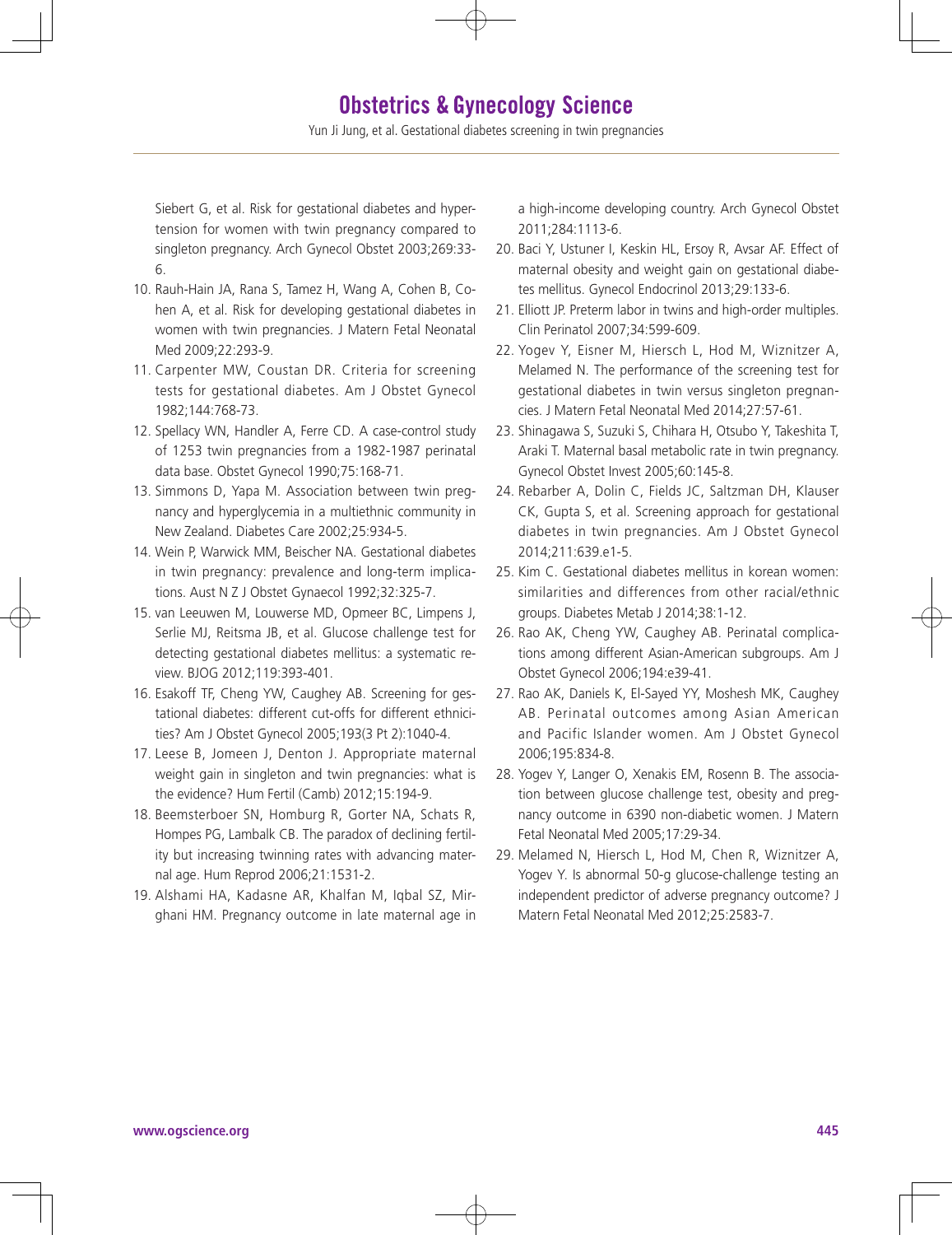Siebert G, et al. Risk for gestational diabetes and hypertension for women with twin pregnancy compared to singleton pregnancy. Arch Gynecol Obstet 2003;269:33-6.

10. Rauh-Hain JA, Rana S, Tamez H, Wang A, Cohen B, Cohen A, et al. Risk for developing gestational diabetes in women with twin pregnancies. J Matern Fetal Neonatal Med 2009;22:293-9.
11. Carpenter MW, Coustan DR. Criteria for screening tests for gestational diabetes. Am J Obstet Gynecol 1982;144:768-73.
12. Spellacy WN, Handler A, Ferre CD. A case-control study of 1253 twin pregnancies from a 1982-1987 perinatal data base. Obstet Gynecol 1990;75:168-71.
13. Simmons D, Yapa M. Association between twin pregnancy and hyperglycemia in a multiethnic community in New Zealand. Diabetes Care 2002;25:934-5.
14. Wein P, Warwick MM, Beischer NA. Gestational diabetes in twin pregnancy: prevalence and long-term implications. Aust N Z J Obstet Gynaecol 1992;32:325-7.
15. van Leeuwen M, Louwerse MD, Opmeer BC, Limpens J, Serlie MJ, Reitsma JB, et al. Glucose challenge test for detecting gestational diabetes mellitus: a systematic review. BJOG 2012;119:393-401.
16. Esakoff TF, Cheng YW, Caughey AB. Screening for gestational diabetes: different cut-offs for different ethnicities? Am J Obstet Gynecol 2005;193(3 Pt 2):1040-4.
17. Leese B, Jomeen J, Denton J. Appropriate maternal weight gain in singleton and twin pregnancies: what is the evidence? Hum Fertil (Camb) 2012;15:194-9.
18. Beemsterboer SN, Homburg R, Gorter NA, Schats R, Hompes PG, Lambalk CB. The paradox of declining fertility but increasing twinning rates with advancing maternal age. Hum Reprod 2006;21:1531-2.
19. Alshami HA, Kadasne AR, Khalfan M, Iqbal SZ, Mirghani HM. Pregnancy outcome in late maternal age in a high-income developing country. Arch Gynecol Obstet 2011;284:1113-6.
20. Baci Y, Ustuner I, Keskin HL, Ersoy R, Avsar AF. Effect of maternal obesity and weight gain on gestational diabetes mellitus. Gynecol Endocrinol 2013;29:133-6.
21. Elliott JP. Preterm labor in twins and high-order multiples. Clin Perinatol 2007;34:599-609.
22. Yogev Y, Eisner M, Hiersch L, Hod M, Wiznitzer A, Melamed N. The performance of the screening test for gestational diabetes in twin versus singleton pregnancies. J Matern Fetal Neonatal Med 2014;27:57-61.
23. Shinagawa S, Suzuki S, Chihara H, Otsubo Y, Takeshita T, Araki T. Maternal basal metabolic rate in twin pregnancy. Gynecol Obstet Invest 2005;60:145-8.
24. Rebarber A, Dolin C, Fields JC, Saltzman DH, Klauser CK, Gupta S, et al. Screening approach for gestational diabetes in twin pregnancies. Am J Obstet Gynecol 2014;211:639.e1-5.
25. Kim C. Gestational diabetes mellitus in korean women: similarities and differences from other racial/ethnic groups. Diabetes Metab J 2014;38:1-12.
26. Rao AK, Cheng YW, Caughey AB. Perinatal complications among different Asian-American subgroups. Am J Obstet Gynecol 2006;194:e39-41.
27. Rao AK, Daniels K, El-Sayed YY, Moshesh MK, Caughey AB. Perinatal outcomes among Asian American and Pacific Islander women. Am J Obstet Gynecol 2006;195:834-8.
28. Yogev Y, Langer O, Xenakis EM, Rosenn B. The association between glucose challenge test, obesity and pregnancy outcome in 6390 non-diabetic women. J Matern Fetal Neonatal Med 2005;17:29-34.
29. Melamed N, Hiersch L, Hod M, Chen R, Wiznitzer A, Yogev Y. Is abnormal 50-g glucose-challenge testing an independent predictor of adverse pregnancy outcome? J Matern Fetal Neonatal Med 2012;25:2583-7.